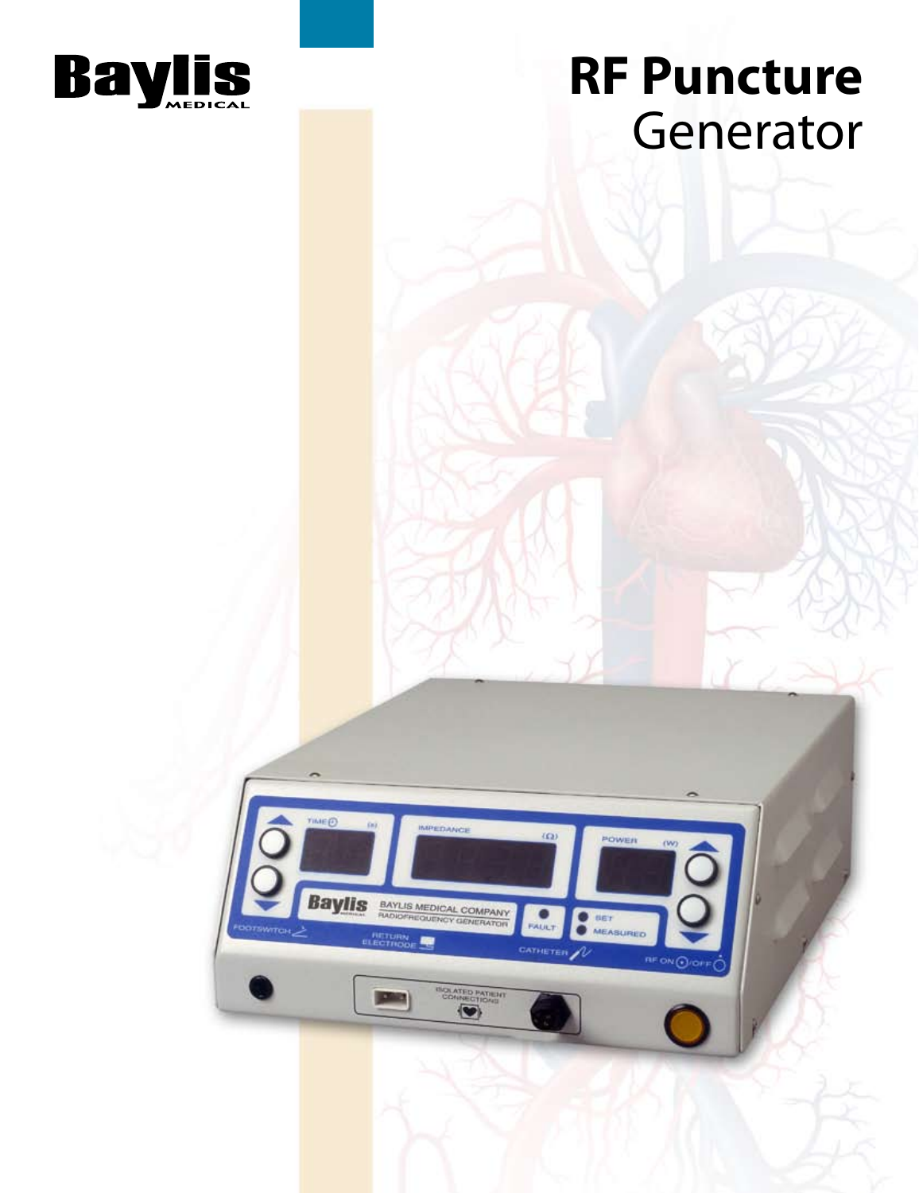Baylis
MEDICAL

# RF Puncture Generator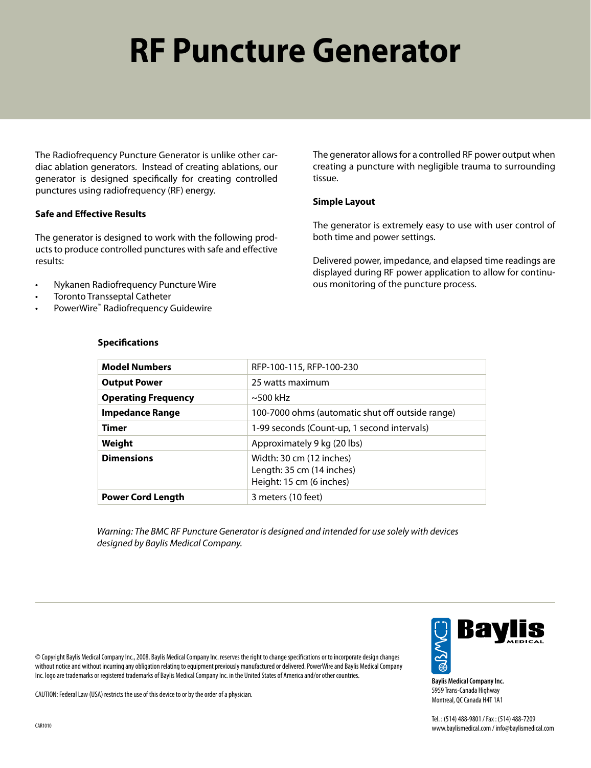# RF Puncture Generator

The Radiofrequency Puncture Generator is unlike other cardiac ablation generators. Instead of creating ablations, our generator is designed specifically for creating controlled punctures using radiofrequency (RF) energy.

**Safe and Effective Results**

The generator is designed to work with the following products to produce controlled punctures with safe and effective results:

- Nykanen Radiofrequency Puncture Wire
- Toronto Transseptal Catheter
- PowerWire™ Radiofrequency Guidewire

The generator allows for a controlled RF power output when creating a puncture with negligible trauma to surrounding tissue.

**Simple Layout**

The generator is extremely easy to use with user control of both time and power settings.

Delivered power, impedance, and elapsed time readings are displayed during RF power application to allow for continuous monitoring of the puncture process.

**Specifications**

| | |
|---|---|
| **Model Numbers** | RFP-100-115, RFP-100-230 |
| **Output Power** | 25 watts maximum |
| **Operating Frequency** | ~500 kHz |
| **Impedance Range** | 100-7000 ohms (automatic shut off outside range) |
| **Timer** | 1-99 seconds (Count-up, 1 second intervals) |
| **Weight** | Approximately 9 kg (20 lbs) |
| **Dimensions** | Width: 30 cm (12 inches)<br>Length: 35 cm (14 inches)<br>Height: 15 cm (6 inches) |
| **Power Cord Length** | 3 meters (10 feet) |

*Warning: The BMC RF Puncture Generator is designed and intended for use solely with devices designed by Baylis Medical Company.*

© Copyright Baylis Medical Company Inc., 2008. Baylis Medical Company Inc. reserves the right to change specifications or to incorporate design changes without notice and without incurring any obligation relating to equipment previously manufactured or delivered. PowerWire and Baylis Medical Company Inc. logo are trademarks or registered trademarks of Baylis Medical Company Inc. in the United States of America and/or other countries.

CAUTION: Federal Law (USA) restricts the use of this device to or by the order of a physician.

CAR1010

**Baylis Medical Company Inc.**
5959 Trans-Canada Highway
Montreal, QC Canada H4T 1A1

Tel. : (514) 488-9801 / Fax : (514) 488-7209
www.baylismedical.com / info@baylismedical.com